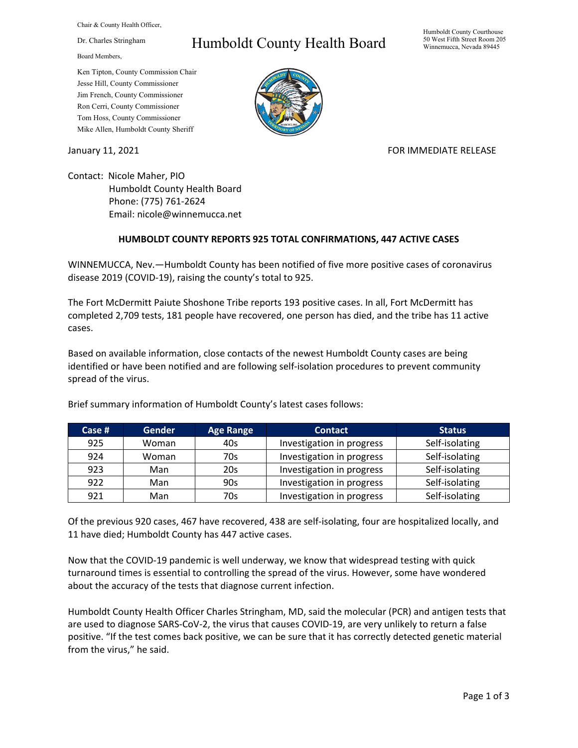Chair & County Health Officer,

Dr. Charles Stringham

Board Members,

Ken Tipton, County Commission Chair
Jesse Hill, County Commissioner
Jim French, County Commissioner
Ron Cerri, County Commissioner
Tom Hoss, County Commissioner
Mike Allen, Humboldt County Sheriff

# Humboldt County Health Board

Humboldt County Courthouse
50 West Fifth Street Room 205
Winnemucca, Nevada 89445

January 11, 2021

FOR IMMEDIATE RELEASE

Contact: Nicole Maher, PIO
Humboldt County Health Board
Phone: (775) 761-2624
Email: nicole@winnemucca.net

**HUMBOLDT COUNTY REPORTS 925 TOTAL CONFIRMATIONS, 447 ACTIVE CASES**

WINNEMUCCA, Nev.—Humboldt County has been notified of five more positive cases of coronavirus disease 2019 (COVID-19), raising the county's total to 925.

The Fort McDermitt Paiute Shoshone Tribe reports 193 positive cases. In all, Fort McDermitt has completed 2,709 tests, 181 people have recovered, one person has died, and the tribe has 11 active cases.

Based on available information, close contacts of the newest Humboldt County cases are being identified or have been notified and are following self-isolation procedures to prevent community spread of the virus.

Brief summary information of Humboldt County's latest cases follows:

| Case # | Gender | Age Range | Contact | Status |
|---|---|---|---|---|
| 925 | Woman | 40s | Investigation in progress | Self-isolating |
| 924 | Woman | 70s | Investigation in progress | Self-isolating |
| 923 | Man | 20s | Investigation in progress | Self-isolating |
| 922 | Man | 90s | Investigation in progress | Self-isolating |
| 921 | Man | 70s | Investigation in progress | Self-isolating |

Of the previous 920 cases, 467 have recovered, 438 are self-isolating, four are hospitalized locally, and 11 have died; Humboldt County has 447 active cases.

Now that the COVID-19 pandemic is well underway, we know that widespread testing with quick turnaround times is essential to controlling the spread of the virus. However, some have wondered about the accuracy of the tests that diagnose current infection.

Humboldt County Health Officer Charles Stringham, MD, said the molecular (PCR) and antigen tests that are used to diagnose SARS-CoV-2, the virus that causes COVID-19, are very unlikely to return a false positive. "If the test comes back positive, we can be sure that it has correctly detected genetic material from the virus," he said.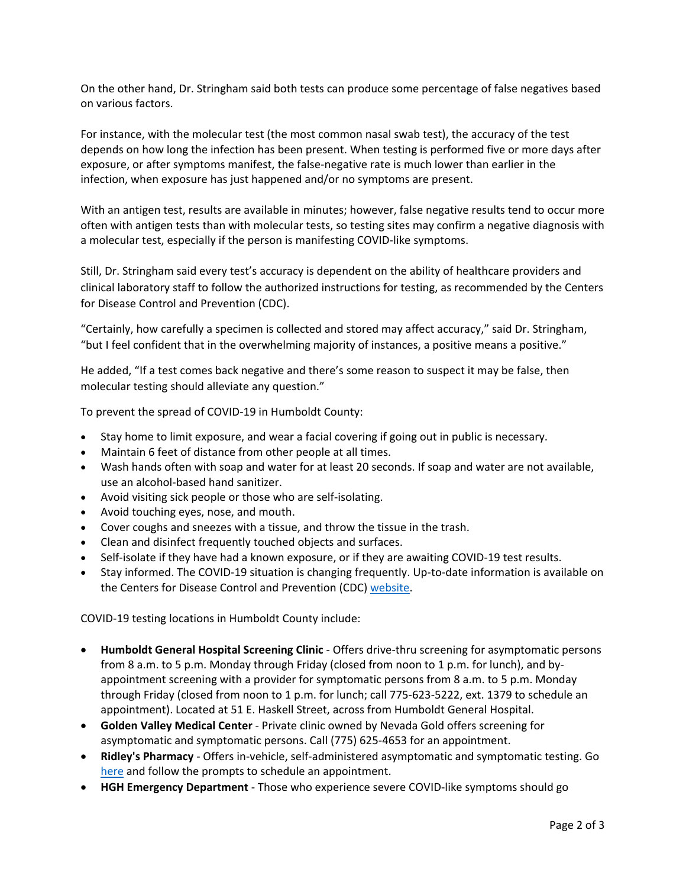On the other hand, Dr. Stringham said both tests can produce some percentage of false negatives based on various factors.

For instance, with the molecular test (the most common nasal swab test), the accuracy of the test depends on how long the infection has been present. When testing is performed five or more days after exposure, or after symptoms manifest, the false-negative rate is much lower than earlier in the infection, when exposure has just happened and/or no symptoms are present.

With an antigen test, results are available in minutes; however, false negative results tend to occur more often with antigen tests than with molecular tests, so testing sites may confirm a negative diagnosis with a molecular test, especially if the person is manifesting COVID-like symptoms.

Still, Dr. Stringham said every test's accuracy is dependent on the ability of healthcare providers and clinical laboratory staff to follow the authorized instructions for testing, as recommended by the Centers for Disease Control and Prevention (CDC).

"Certainly, how carefully a specimen is collected and stored may affect accuracy," said Dr. Stringham, "but I feel confident that in the overwhelming majority of instances, a positive means a positive."

He added, "If a test comes back negative and there's some reason to suspect it may be false, then molecular testing should alleviate any question."

To prevent the spread of COVID-19 in Humboldt County:

- Stay home to limit exposure, and wear a facial covering if going out in public is necessary.
- Maintain 6 feet of distance from other people at all times.
- Wash hands often with soap and water for at least 20 seconds. If soap and water are not available, use an alcohol-based hand sanitizer.
- Avoid visiting sick people or those who are self-isolating.
- Avoid touching eyes, nose, and mouth.
- Cover coughs and sneezes with a tissue, and throw the tissue in the trash.
- Clean and disinfect frequently touched objects and surfaces.
- Self-isolate if they have had a known exposure, or if they are awaiting COVID-19 test results.
- Stay informed. The COVID-19 situation is changing frequently. Up-to-date information is available on the Centers for Disease Control and Prevention (CDC) website.

COVID-19 testing locations in Humboldt County include:

- **Humboldt General Hospital Screening Clinic** - Offers drive-thru screening for asymptomatic persons from 8 a.m. to 5 p.m. Monday through Friday (closed from noon to 1 p.m. for lunch), and by-appointment screening with a provider for symptomatic persons from 8 a.m. to 5 p.m. Monday through Friday (closed from noon to 1 p.m. for lunch; call 775-623-5222, ext. 1379 to schedule an appointment). Located at 51 E. Haskell Street, across from Humboldt General Hospital.
- **Golden Valley Medical Center** - Private clinic owned by Nevada Gold offers screening for asymptomatic and symptomatic persons. Call (775) 625-4653 for an appointment.
- **Ridley's Pharmacy** - Offers in-vehicle, self-administered asymptomatic and symptomatic testing. Go here and follow the prompts to schedule an appointment.
- **HGH Emergency Department** - Those who experience severe COVID-like symptoms should go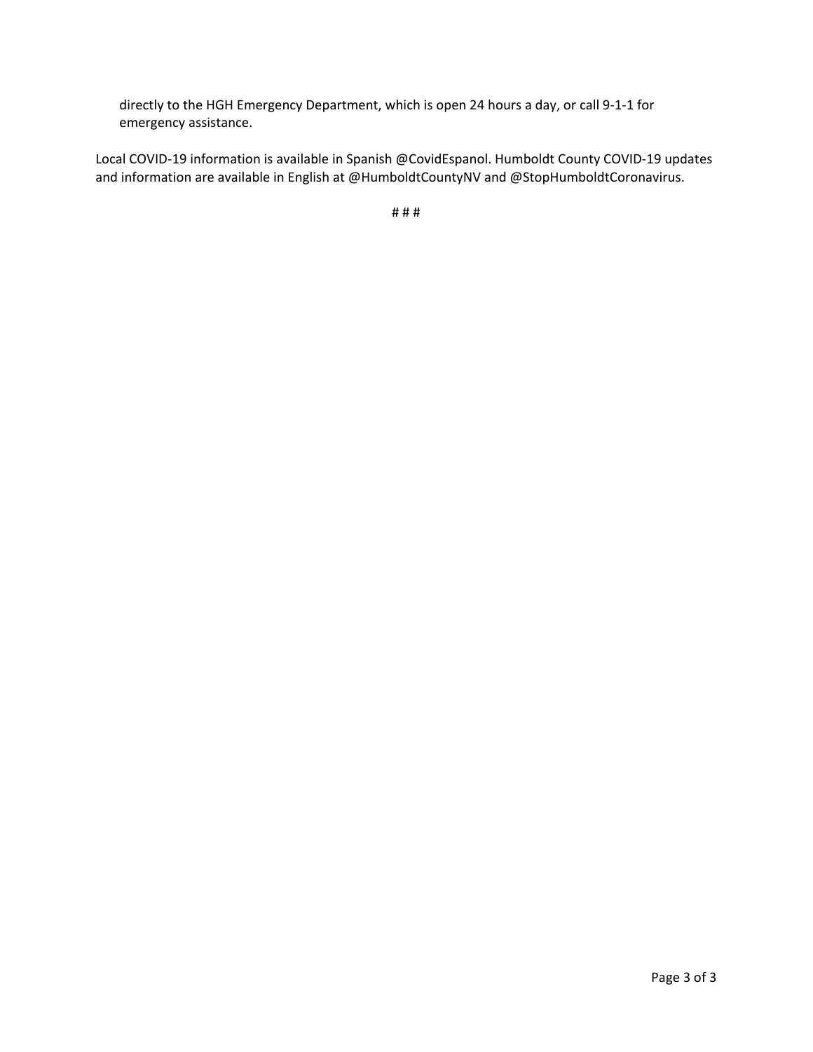directly to the HGH Emergency Department, which is open 24 hours a day, or call 9-1-1 for emergency assistance.

Local COVID-19 information is available in Spanish @CovidEspanol. Humboldt County COVID-19 updates and information are available in English at @HumboldtCountyNV and @StopHumboldtCoronavirus.

# # #